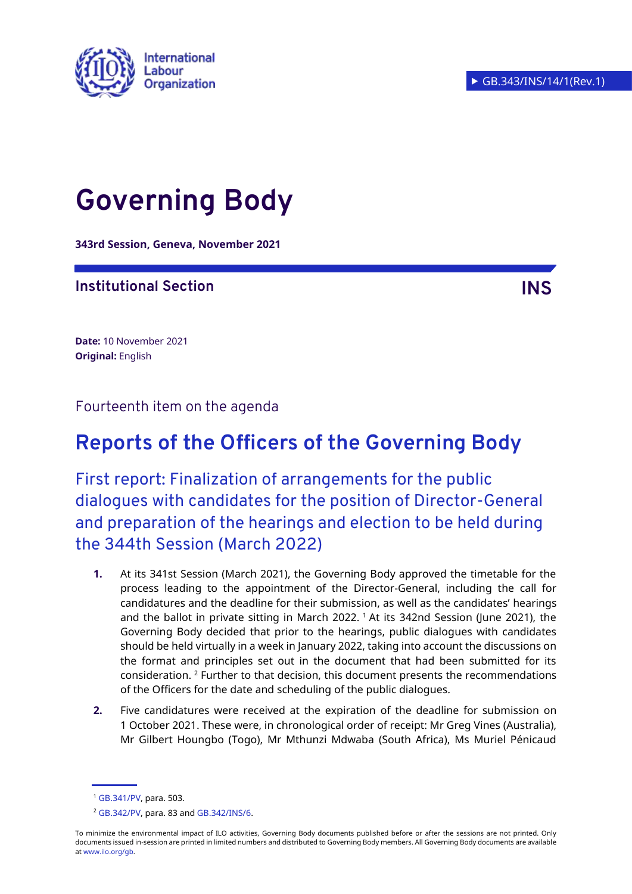▶ GB.343/INS/14/1(Rev.1)

# Governing Body

**343rd Session, Geneva, November 2021**

## Institutional Section — INS

**Date:** 10 November 2021
**Original:** English

Fourteenth item on the agenda

# Reports of the Officers of the Governing Body

## First report: Finalization of arrangements for the public dialogues with candidates for the position of Director-General and preparation of the hearings and election to be held during the 344th Session (March 2022)

**1.** At its 341st Session (March 2021), the Governing Body approved the timetable for the process leading to the appointment of the Director-General, including the call for candidatures and the deadline for their submission, as well as the candidates' hearings and the ballot in private sitting in March 2022. [1] At its 342nd Session (June 2021), the Governing Body decided that prior to the hearings, public dialogues with candidates should be held virtually in a week in January 2022, taking into account the discussions on the format and principles set out in the document that had been submitted for its consideration. [2] Further to that decision, this document presents the recommendations of the Officers for the date and scheduling of the public dialogues.

**2.** Five candidatures were received at the expiration of the deadline for submission on 1 October 2021. These were, in chronological order of receipt: Mr Greg Vines (Australia), Mr Gilbert Houngbo (Togo), Mr Mthunzi Mdwaba (South Africa), Ms Muriel Pénicaud

---

[1] GB.341/PV, para. 503.

[2] GB.342/PV, para. 83 and GB.342/INS/6.

To minimize the environmental impact of ILO activities, Governing Body documents published before or after the sessions are not printed. Only documents issued in-session are printed in limited numbers and distributed to Governing Body members. All Governing Body documents are available at www.ilo.org/gb.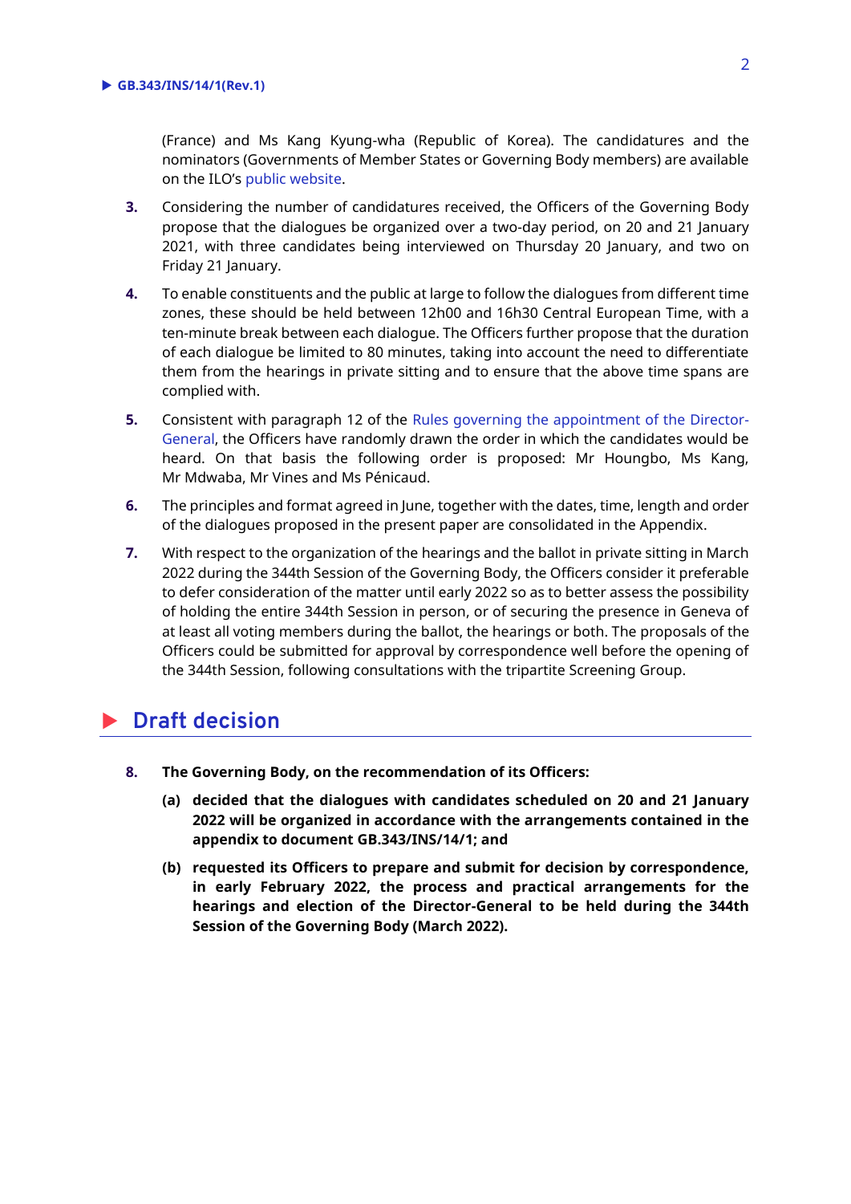(France) and Ms Kang Kyung-wha (Republic of Korea). The candidatures and the nominators (Governments of Member States or Governing Body members) are available on the ILO's public website.

3. Considering the number of candidatures received, the Officers of the Governing Body propose that the dialogues be organized over a two-day period, on 20 and 21 January 2021, with three candidates being interviewed on Thursday 20 January, and two on Friday 21 January.

4. To enable constituents and the public at large to follow the dialogues from different time zones, these should be held between 12h00 and 16h30 Central European Time, with a ten-minute break between each dialogue. The Officers further propose that the duration of each dialogue be limited to 80 minutes, taking into account the need to differentiate them from the hearings in private sitting and to ensure that the above time spans are complied with.

5. Consistent with paragraph 12 of the Rules governing the appointment of the Director-General, the Officers have randomly drawn the order in which the candidates would be heard. On that basis the following order is proposed: Mr Houngbo, Ms Kang, Mr Mdwaba, Mr Vines and Ms Pénicaud.

6. The principles and format agreed in June, together with the dates, time, length and order of the dialogues proposed in the present paper are consolidated in the Appendix.

7. With respect to the organization of the hearings and the ballot in private sitting in March 2022 during the 344th Session of the Governing Body, the Officers consider it preferable to defer consideration of the matter until early 2022 so as to better assess the possibility of holding the entire 344th Session in person, or of securing the presence in Geneva of at least all voting members during the ballot, the hearings or both. The proposals of the Officers could be submitted for approval by correspondence well before the opening of the 344th Session, following consultations with the tripartite Screening Group.

## Draft decision

8. **The Governing Body, on the recommendation of its Officers:**

   **(a) decided that the dialogues with candidates scheduled on 20 and 21 January 2022 will be organized in accordance with the arrangements contained in the appendix to document GB.343/INS/14/1; and**

   **(b) requested its Officers to prepare and submit for decision by correspondence, in early February 2022, the process and practical arrangements for the hearings and election of the Director-General to be held during the 344th Session of the Governing Body (March 2022).**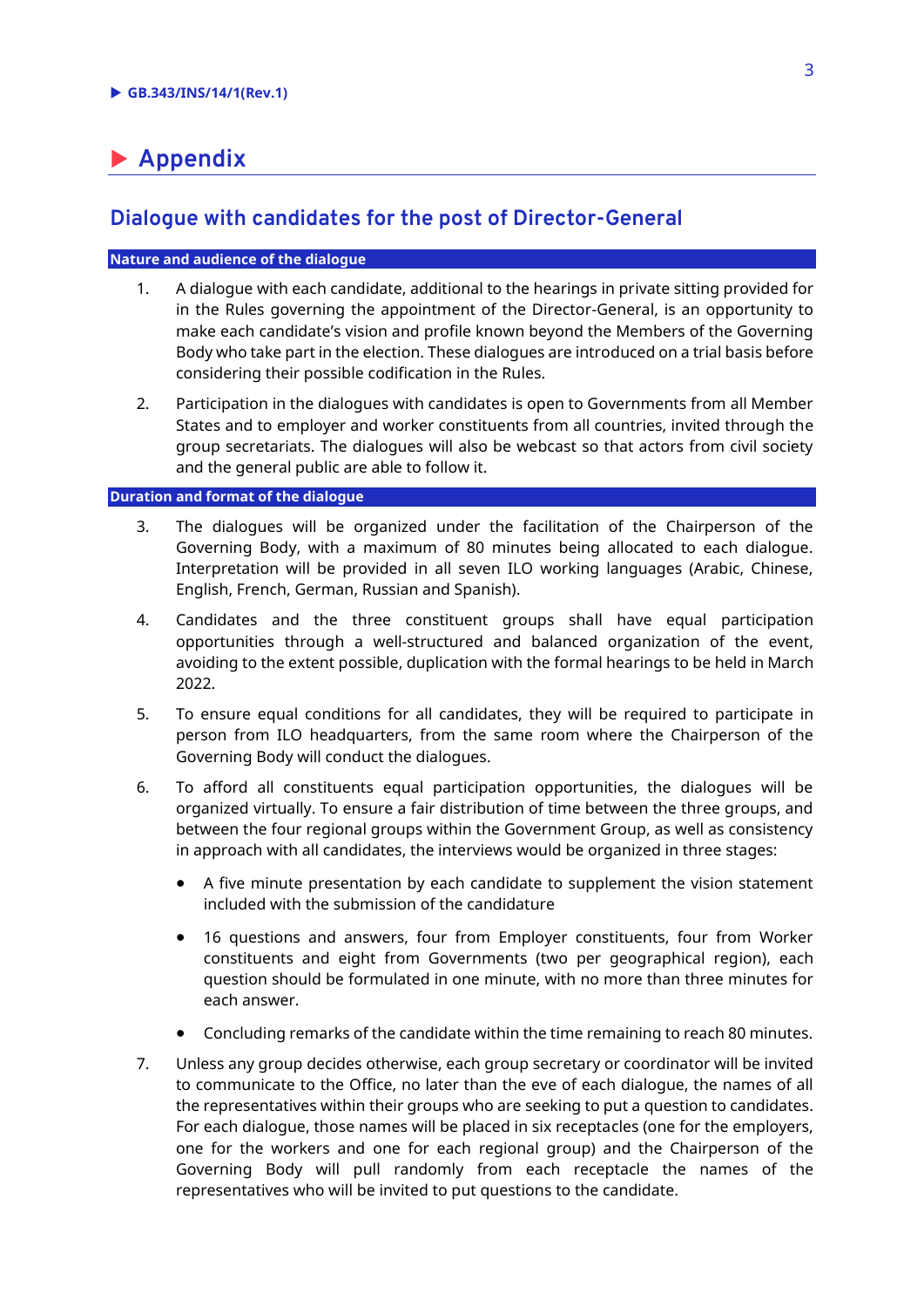# Appendix

## Dialogue with candidates for the post of Director-General

### Nature and audience of the dialogue

1. A dialogue with each candidate, additional to the hearings in private sitting provided for in the Rules governing the appointment of the Director-General, is an opportunity to make each candidate's vision and profile known beyond the Members of the Governing Body who take part in the election. These dialogues are introduced on a trial basis before considering their possible codification in the Rules.

2. Participation in the dialogues with candidates is open to Governments from all Member States and to employer and worker constituents from all countries, invited through the group secretariats. The dialogues will also be webcast so that actors from civil society and the general public are able to follow it.

### Duration and format of the dialogue

3. The dialogues will be organized under the facilitation of the Chairperson of the Governing Body, with a maximum of 80 minutes being allocated to each dialogue. Interpretation will be provided in all seven ILO working languages (Arabic, Chinese, English, French, German, Russian and Spanish).

4. Candidates and the three constituent groups shall have equal participation opportunities through a well-structured and balanced organization of the event, avoiding to the extent possible, duplication with the formal hearings to be held in March 2022.

5. To ensure equal conditions for all candidates, they will be required to participate in person from ILO headquarters, from the same room where the Chairperson of the Governing Body will conduct the dialogues.

6. To afford all constituents equal participation opportunities, the dialogues will be organized virtually. To ensure a fair distribution of time between the three groups, and between the four regional groups within the Government Group, as well as consistency in approach with all candidates, the interviews would be organized in three stages:

   - A five minute presentation by each candidate to supplement the vision statement included with the submission of the candidature
   - 16 questions and answers, four from Employer constituents, four from Worker constituents and eight from Governments (two per geographical region), each question should be formulated in one minute, with no more than three minutes for each answer.
   - Concluding remarks of the candidate within the time remaining to reach 80 minutes.

7. Unless any group decides otherwise, each group secretary or coordinator will be invited to communicate to the Office, no later than the eve of each dialogue, the names of all the representatives within their groups who are seeking to put a question to candidates. For each dialogue, those names will be placed in six receptacles (one for the employers, one for the workers and one for each regional group) and the Chairperson of the Governing Body will pull randomly from each receptacle the names of the representatives who will be invited to put questions to the candidate.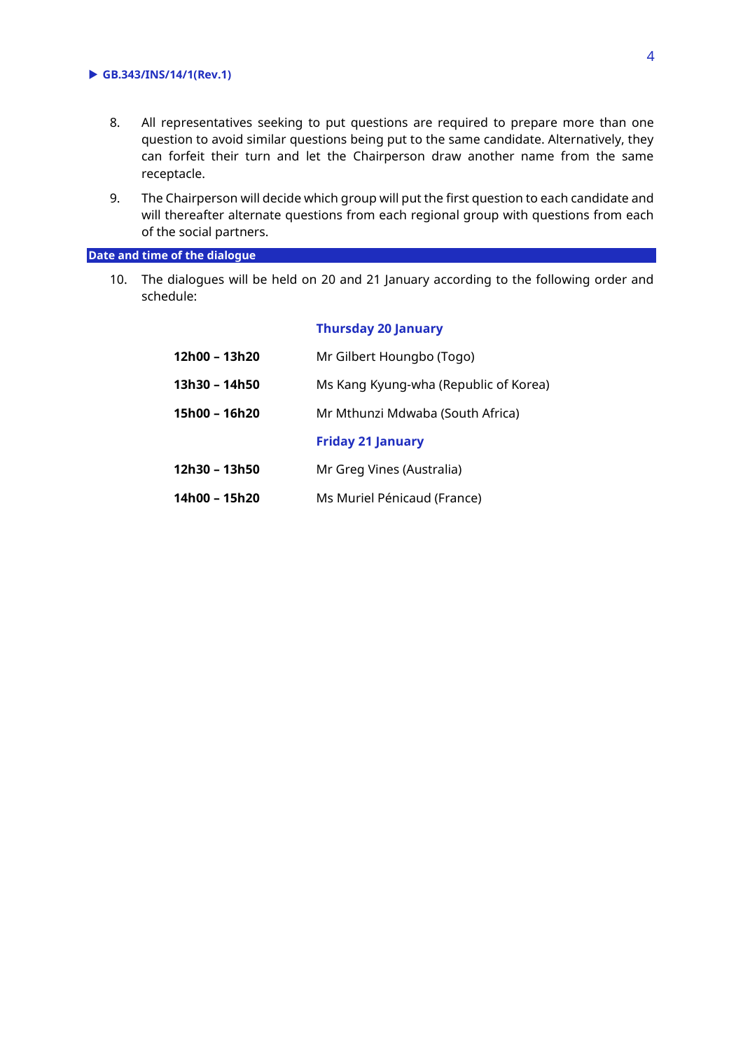8. All representatives seeking to put questions are required to prepare more than one question to avoid similar questions being put to the same candidate. Alternatively, they can forfeit their turn and let the Chairperson draw another name from the same receptacle.

9. The Chairperson will decide which group will put the first question to each candidate and will thereafter alternate questions from each regional group with questions from each of the social partners.

## Date and time of the dialogue

10. The dialogues will be held on 20 and 21 January according to the following order and schedule:

| | |
|---|---|
| | **Thursday 20 January** |
| **12h00 – 13h20** | Mr Gilbert Houngbo (Togo) |
| **13h30 – 14h50** | Ms Kang Kyung-wha (Republic of Korea) |
| **15h00 – 16h20** | Mr Mthunzi Mdwaba (South Africa) |
| | **Friday 21 January** |
| **12h30 – 13h50** | Mr Greg Vines (Australia) |
| **14h00 – 15h20** | Ms Muriel Pénicaud (France) |